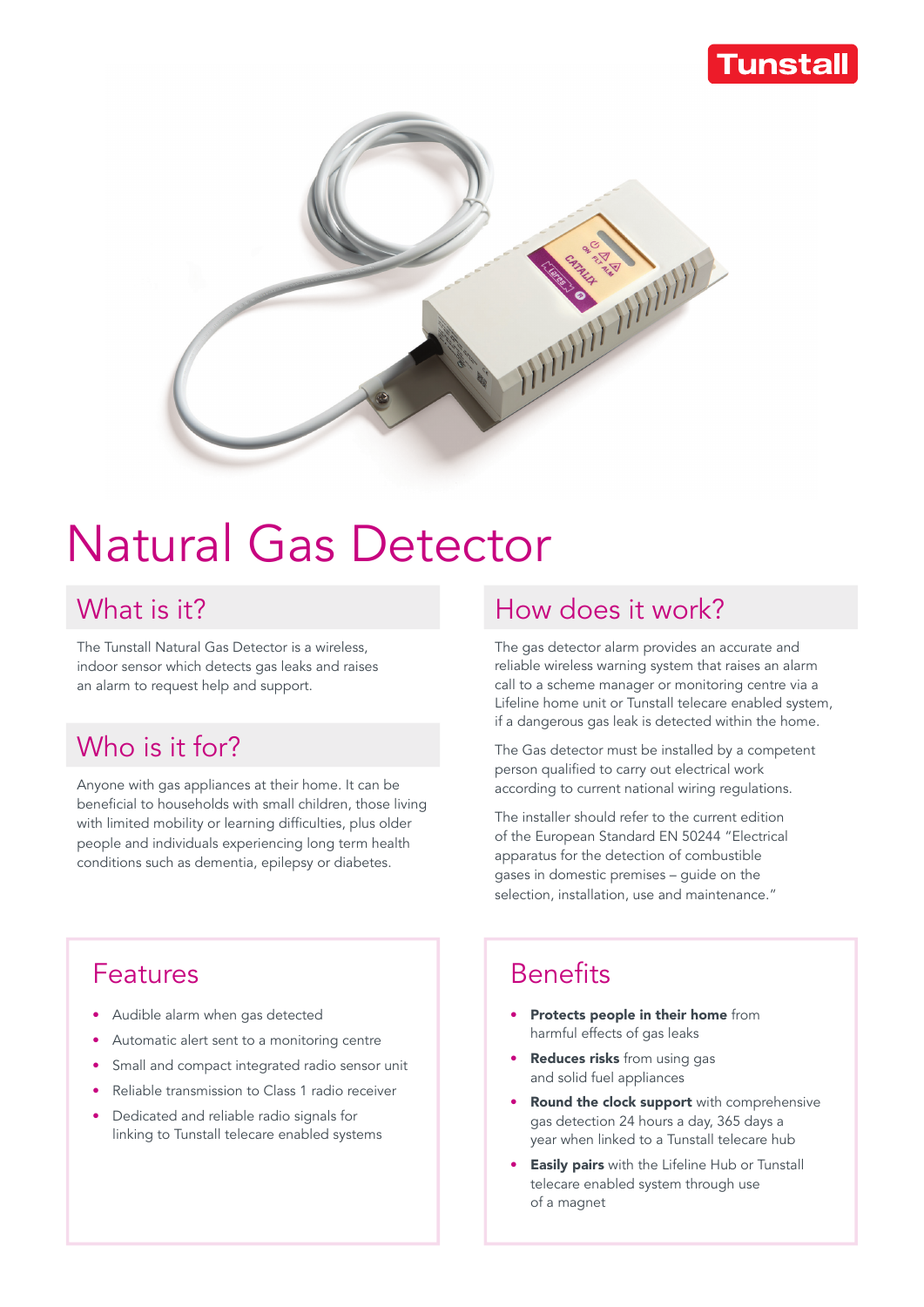Tunstall

# Natural Gas Detector

## What is it?

The Tunstall Natural Gas Detector is a wireless, indoor sensor which detects gas leaks and raises an alarm to request help and support.

## Who is it for?

Anyone with gas appliances at their home. It can be beneficial to households with small children, those living with limited mobility or learning difficulties, plus older people and individuals experiencing long term health conditions such as dementia, epilepsy or diabetes.

## How does it work?

The gas detector alarm provides an accurate and reliable wireless warning system that raises an alarm call to a scheme manager or monitoring centre via a Lifeline home unit or Tunstall telecare enabled system, if a dangerous gas leak is detected within the home.

The Gas detector must be installed by a competent person qualified to carry out electrical work according to current national wiring regulations.

The installer should refer to the current edition of the European Standard EN 50244 "Electrical apparatus for the detection of combustible gases in domestic premises – guide on the selection, installation, use and maintenance."

## Features

- Audible alarm when gas detected
- Automatic alert sent to a monitoring centre
- Small and compact integrated radio sensor unit
- Reliable transmission to Class 1 radio receiver
- Dedicated and reliable radio signals for linking to Tunstall telecare enabled systems

## Benefits

- **Protects people in their home** from harmful effects of gas leaks
- **Reduces risks** from using gas and solid fuel appliances
- **Round the clock support** with comprehensive gas detection 24 hours a day, 365 days a year when linked to a Tunstall telecare hub
- **Easily pairs** with the Lifeline Hub or Tunstall telecare enabled system through use of a magnet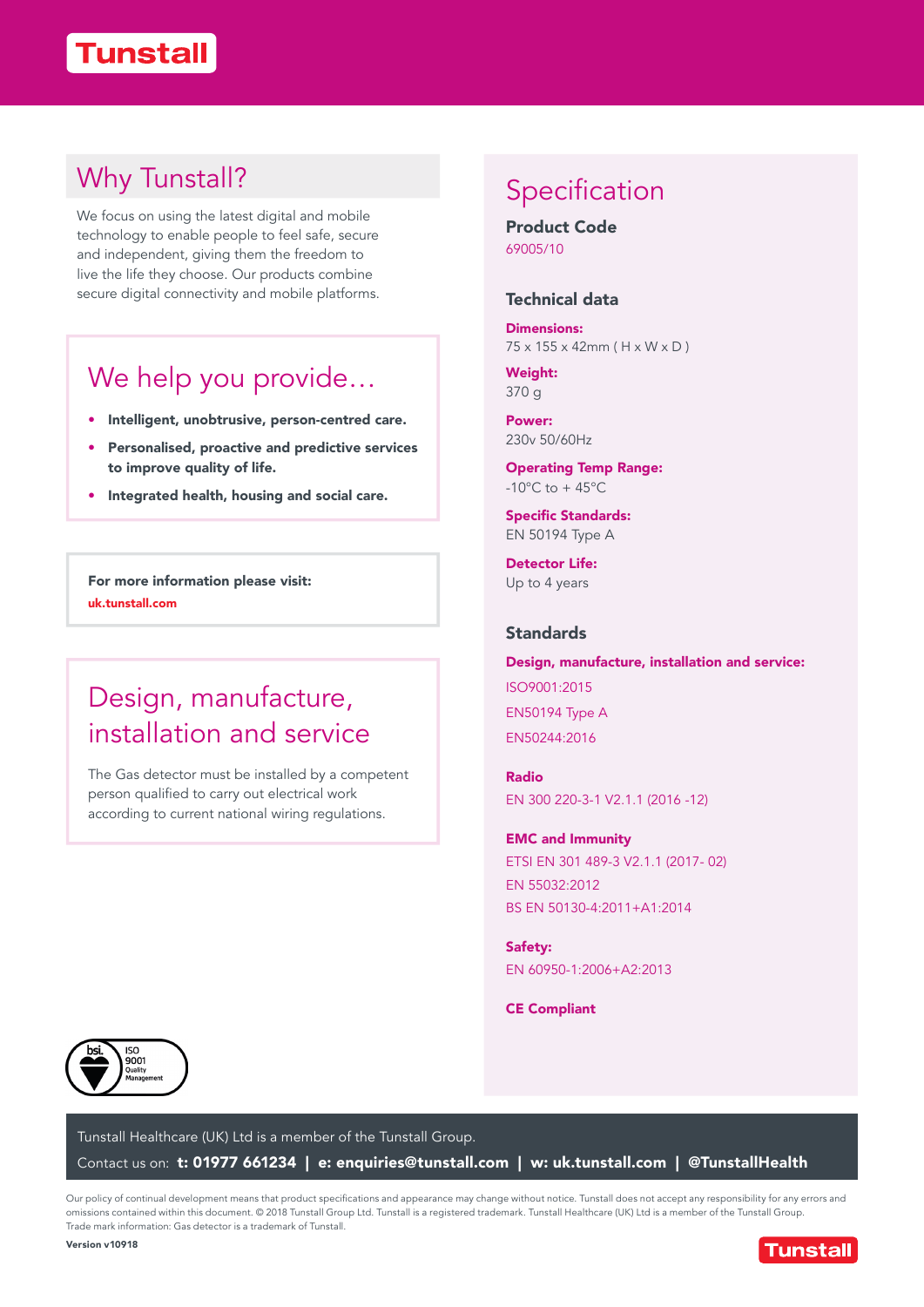## Why Tunstall?

We focus on using the latest digital and mobile technology to enable people to feel safe, secure and independent, giving them the freedom to live the life they choose. Our products combine secure digital connectivity and mobile platforms.

## We help you provide…

- **Intelligent, unobtrusive, person-centred care.**
- **Personalised, proactive and predictive services to improve quality of life.**
- **Integrated health, housing and social care.**

**For more information please visit:**
**uk.tunstall.com**

## Design, manufacture, installation and service

The Gas detector must be installed by a competent person qualified to carry out electrical work according to current national wiring regulations.

## Specification

### Product Code

69005/10

### Technical data

**Dimensions:**
75 x 155 x 42mm ( H x W x D )

**Weight:**
370 g

**Power:**
230v 50/60Hz

**Operating Temp Range:**
-10°C to + 45°C

**Specific Standards:**
EN 50194 Type A

**Detector Life:**
Up to 4 years

### Standards

**Design, manufacture, installation and service:**

ISO9001:2015

EN50194 Type A

EN50244:2016

**Radio**

EN 300 220-3-1 V2.1.1 (2016 -12)

**EMC and Immunity**

ETSI EN 301 489-3 V2.1.1 (2017- 02)

EN 55032:2012

BS EN 50130-4:2011+A1:2014

**Safety:**

EN 60950-1:2006+A2:2013

**CE Compliant**

bsi. ISO 9001 Quality Management

Tunstall Healthcare (UK) Ltd is a member of the Tunstall Group.

Contact us on: **t: 01977 661234 | e: enquiries@tunstall.com | w: uk.tunstall.com | @TunstallHealth**

Our policy of continual development means that product specifications and appearance may change without notice. Tunstall does not accept any responsibility for any errors and omissions contained within this document. © 2018 Tunstall Group Ltd. Tunstall is a registered trademark. Tunstall Healthcare (UK) Ltd is a member of the Tunstall Group.
Trade mark information: Gas detector is a trademark of Tunstall.

**Version v10918**